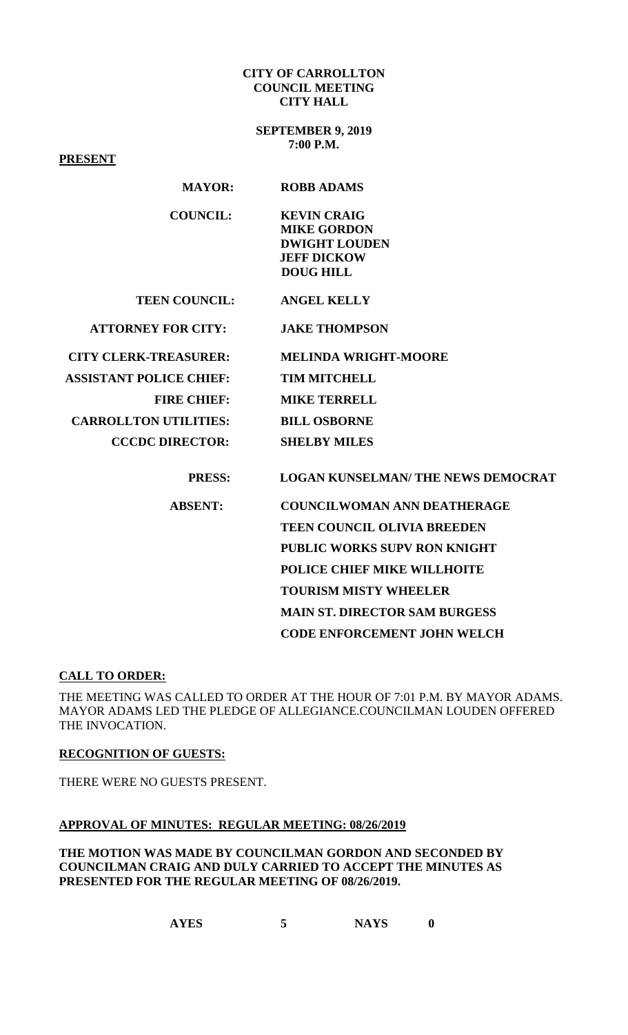**CITY OF CARROLLTON**
**COUNCIL MEETING**
**CITY HALL**

**SEPTEMBER 9, 2019**
**7:00 P.M.**

**PRESENT**

| | |
|---|---|
| **MAYOR:** | **ROBB ADAMS** |
| **COUNCIL:** | **KEVIN CRAIG**<br>**MIKE GORDON**<br>**DWIGHT LOUDEN**<br>**JEFF DICKOW**<br>**DOUG HILL** |
| **TEEN COUNCIL:** | **ANGEL KELLY** |
| **ATTORNEY FOR CITY:** | **JAKE THOMPSON** |
| **CITY CLERK-TREASURER:** | **MELINDA WRIGHT-MOORE** |
| **ASSISTANT POLICE CHIEF:** | **TIM MITCHELL** |
| **FIRE CHIEF:** | **MIKE TERRELL** |
| **CARROLLTON UTILITIES:** | **BILL OSBORNE** |
| **CCCDC DIRECTOR:** | **SHELBY MILES** |
| **PRESS:** | **LOGAN KUNSELMAN/ THE NEWS DEMOCRAT** |
| **ABSENT:** | **COUNCILWOMAN ANN DEATHERAGE**<br>**TEEN COUNCIL OLIVIA BREEDEN**<br>**PUBLIC WORKS SUPV RON KNIGHT**<br>**POLICE CHIEF MIKE WILLHOITE**<br>**TOURISM MISTY WHEELER**<br>**MAIN ST. DIRECTOR SAM BURGESS**<br>**CODE ENFORCEMENT JOHN WELCH** |

**CALL TO ORDER:**

THE MEETING WAS CALLED TO ORDER AT THE HOUR OF 7:01 P.M. BY MAYOR ADAMS. MAYOR ADAMS LED THE PLEDGE OF ALLEGIANCE.COUNCILMAN LOUDEN OFFERED THE INVOCATION.

**RECOGNITION OF GUESTS:**

THERE WERE NO GUESTS PRESENT.

**APPROVAL OF MINUTES: REGULAR MEETING: 08/26/2019**

**THE MOTION WAS MADE BY COUNCILMAN GORDON AND SECONDED BY COUNCILMAN CRAIG AND DULY CARRIED TO ACCEPT THE MINUTES AS PRESENTED FOR THE REGULAR MEETING OF 08/26/2019.**

**AYES 5 NAYS 0**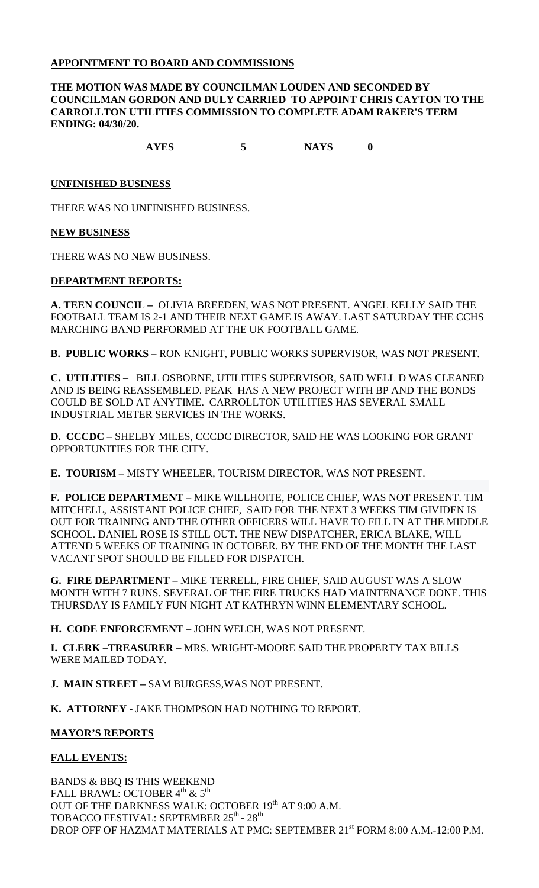## APPOINTMENT TO BOARD AND COMMISSIONS

**THE MOTION WAS MADE BY COUNCILMAN LOUDEN AND SECONDED BY COUNCILMAN GORDON AND DULY CARRIED TO APPOINT CHRIS CAYTON TO THE CARROLLTON UTILITIES COMMISSION TO COMPLETE ADAM RAKER'S TERM ENDING: 04/30/20.**

**AYES 5 NAYS 0**

## UNFINISHED BUSINESS

THERE WAS NO UNFINISHED BUSINESS.

## NEW BUSINESS

THERE WAS NO NEW BUSINESS.

## DEPARTMENT REPORTS:

**A. TEEN COUNCIL –** OLIVIA BREEDEN, WAS NOT PRESENT. ANGEL KELLY SAID THE FOOTBALL TEAM IS 2-1 AND THEIR NEXT GAME IS AWAY. LAST SATURDAY THE CCHS MARCHING BAND PERFORMED AT THE UK FOOTBALL GAME.

**B. PUBLIC WORKS** – RON KNIGHT, PUBLIC WORKS SUPERVISOR, WAS NOT PRESENT.

**C. UTILITIES –** BILL OSBORNE, UTILITIES SUPERVISOR, SAID WELL D WAS CLEANED AND IS BEING REASSEMBLED. PEAK HAS A NEW PROJECT WITH BP AND THE BONDS COULD BE SOLD AT ANYTIME. CARROLLTON UTILITIES HAS SEVERAL SMALL INDUSTRIAL METER SERVICES IN THE WORKS.

**D. CCCDC –** SHELBY MILES, CCCDC DIRECTOR, SAID HE WAS LOOKING FOR GRANT OPPORTUNITIES FOR THE CITY.

**E. TOURISM –** MISTY WHEELER, TOURISM DIRECTOR, WAS NOT PRESENT.

**F. POLICE DEPARTMENT –** MIKE WILLHOITE, POLICE CHIEF, WAS NOT PRESENT. TIM MITCHELL, ASSISTANT POLICE CHIEF, SAID FOR THE NEXT 3 WEEKS TIM GIVIDEN IS OUT FOR TRAINING AND THE OTHER OFFICERS WILL HAVE TO FILL IN AT THE MIDDLE SCHOOL. DANIEL ROSE IS STILL OUT. THE NEW DISPATCHER, ERICA BLAKE, WILL ATTEND 5 WEEKS OF TRAINING IN OCTOBER. BY THE END OF THE MONTH THE LAST VACANT SPOT SHOULD BE FILLED FOR DISPATCH.

**G. FIRE DEPARTMENT –** MIKE TERRELL, FIRE CHIEF, SAID AUGUST WAS A SLOW MONTH WITH 7 RUNS. SEVERAL OF THE FIRE TRUCKS HAD MAINTENANCE DONE. THIS THURSDAY IS FAMILY FUN NIGHT AT KATHRYN WINN ELEMENTARY SCHOOL.

**H. CODE ENFORCEMENT –** JOHN WELCH, WAS NOT PRESENT.

**I. CLERK –TREASURER –** MRS. WRIGHT-MOORE SAID THE PROPERTY TAX BILLS WERE MAILED TODAY.

**J. MAIN STREET –** SAM BURGESS,WAS NOT PRESENT.

**K. ATTORNEY -** JAKE THOMPSON HAD NOTHING TO REPORT.

## MAYOR'S REPORTS

### FALL EVENTS:

BANDS & BBQ IS THIS WEEKEND
FALL BRAWL: OCTOBER 4th & 5th
OUT OF THE DARKNESS WALK: OCTOBER 19th AT 9:00 A.M.
TOBACCO FESTIVAL: SEPTEMBER 25th - 28th
DROP OFF OF HAZMAT MATERIALS AT PMC: SEPTEMBER 21st FORM 8:00 A.M.-12:00 P.M.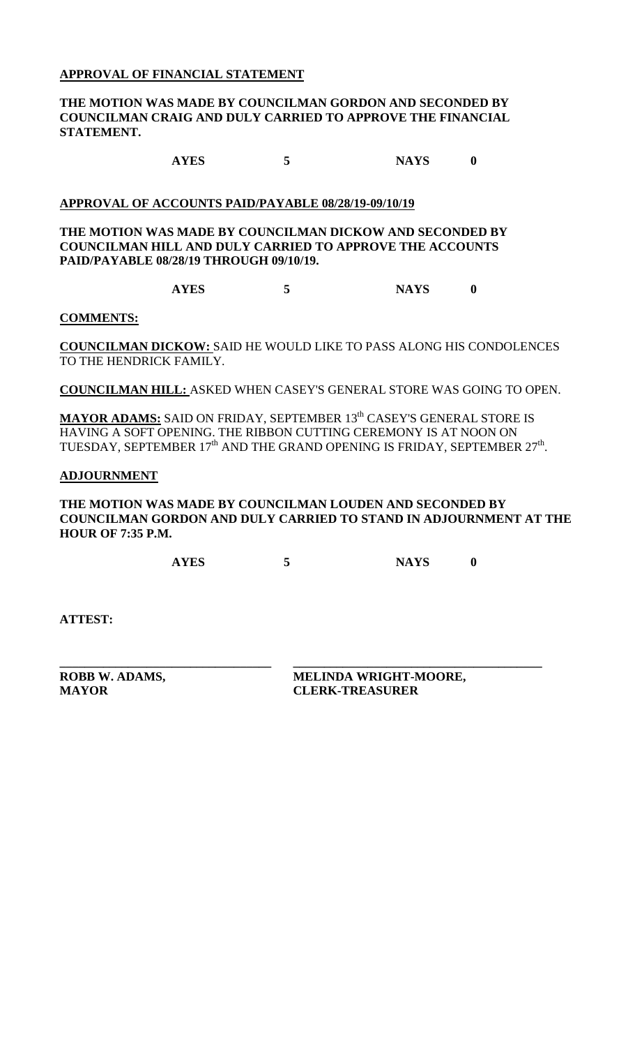**APPROVAL OF FINANCIAL STATEMENT**

**THE MOTION WAS MADE BY COUNCILMAN GORDON AND SECONDED BY COUNCILMAN CRAIG AND DULY CARRIED TO APPROVE THE FINANCIAL STATEMENT.**

**AYES 5 NAYS 0**

**APPROVAL OF ACCOUNTS PAID/PAYABLE 08/28/19-09/10/19**

**THE MOTION WAS MADE BY COUNCILMAN DICKOW AND SECONDED BY COUNCILMAN HILL AND DULY CARRIED TO APPROVE THE ACCOUNTS PAID/PAYABLE 08/28/19 THROUGH 09/10/19.**

**AYES 5 NAYS 0**

**COMMENTS:**

**COUNCILMAN DICKOW:** SAID HE WOULD LIKE TO PASS ALONG HIS CONDOLENCES TO THE HENDRICK FAMILY.

**COUNCILMAN HILL:** ASKED WHEN CASEY'S GENERAL STORE WAS GOING TO OPEN.

**MAYOR ADAMS:** SAID ON FRIDAY, SEPTEMBER 13th CASEY'S GENERAL STORE IS HAVING A SOFT OPENING. THE RIBBON CUTTING CEREMONY IS AT NOON ON TUESDAY, SEPTEMBER 17th AND THE GRAND OPENING IS FRIDAY, SEPTEMBER 27th.

**ADJOURNMENT**

**THE MOTION WAS MADE BY COUNCILMAN LOUDEN AND SECONDED BY COUNCILMAN GORDON AND DULY CARRIED TO STAND IN ADJOURNMENT AT THE HOUR OF 7:35 P.M.**

**AYES 5 NAYS 0**

**ATTEST:**

| | |
|---|---|
| \_\_\_\_\_\_\_\_\_\_\_\_\_\_\_\_\_\_\_\_\_\_\_\_\_\_\_\_\_\_\_\_ | \_\_\_\_\_\_\_\_\_\_\_\_\_\_\_\_\_\_\_\_\_\_\_\_\_\_\_\_\_\_\_\_\_\_\_\_\_\_ |
| **ROBB W. ADAMS,** | **MELINDA WRIGHT-MOORE,** |
| **MAYOR** | **CLERK-TREASURER** |